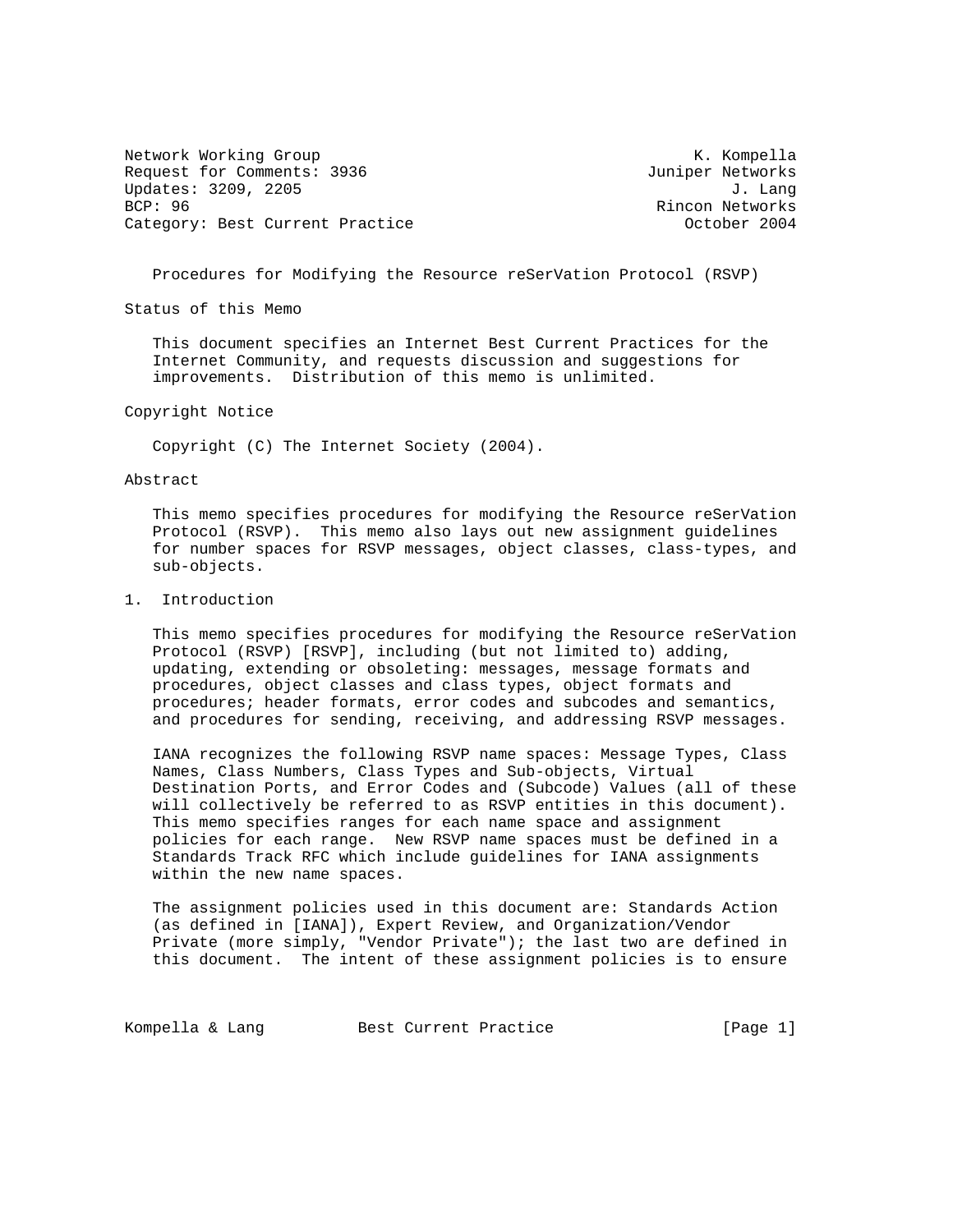Network Working Group K. Kompella
Request for Comments: 3936 Juniper Networks
Updates: 3209, 2205 J. Lang
BCP: 96 Rincon Networks
Category: Best Current Practice October 2004

# Procedures for Modifying the Resource reSerVation Protocol (RSVP)

## Status of this Memo

This document specifies an Internet Best Current Practices for the Internet Community, and requests discussion and suggestions for improvements. Distribution of this memo is unlimited.

## Copyright Notice

Copyright (C) The Internet Society (2004).

## Abstract

This memo specifies procedures for modifying the Resource reSerVation Protocol (RSVP). This memo also lays out new assignment guidelines for number spaces for RSVP messages, object classes, class-types, and sub-objects.

## 1. Introduction

This memo specifies procedures for modifying the Resource reSerVation Protocol (RSVP) [RSVP], including (but not limited to) adding, updating, extending or obsoleting: messages, message formats and procedures, object classes and class types, object formats and procedures; header formats, error codes and subcodes and semantics, and procedures for sending, receiving, and addressing RSVP messages.

IANA recognizes the following RSVP name spaces: Message Types, Class Names, Class Numbers, Class Types and Sub-objects, Virtual Destination Ports, and Error Codes and (Subcode) Values (all of these will collectively be referred to as RSVP entities in this document). This memo specifies ranges for each name space and assignment policies for each range. New RSVP name spaces must be defined in a Standards Track RFC which include guidelines for IANA assignments within the new name spaces.

The assignment policies used in this document are: Standards Action (as defined in [IANA]), Expert Review, and Organization/Vendor Private (more simply, "Vendor Private"); the last two are defined in this document. The intent of these assignment policies is to ensure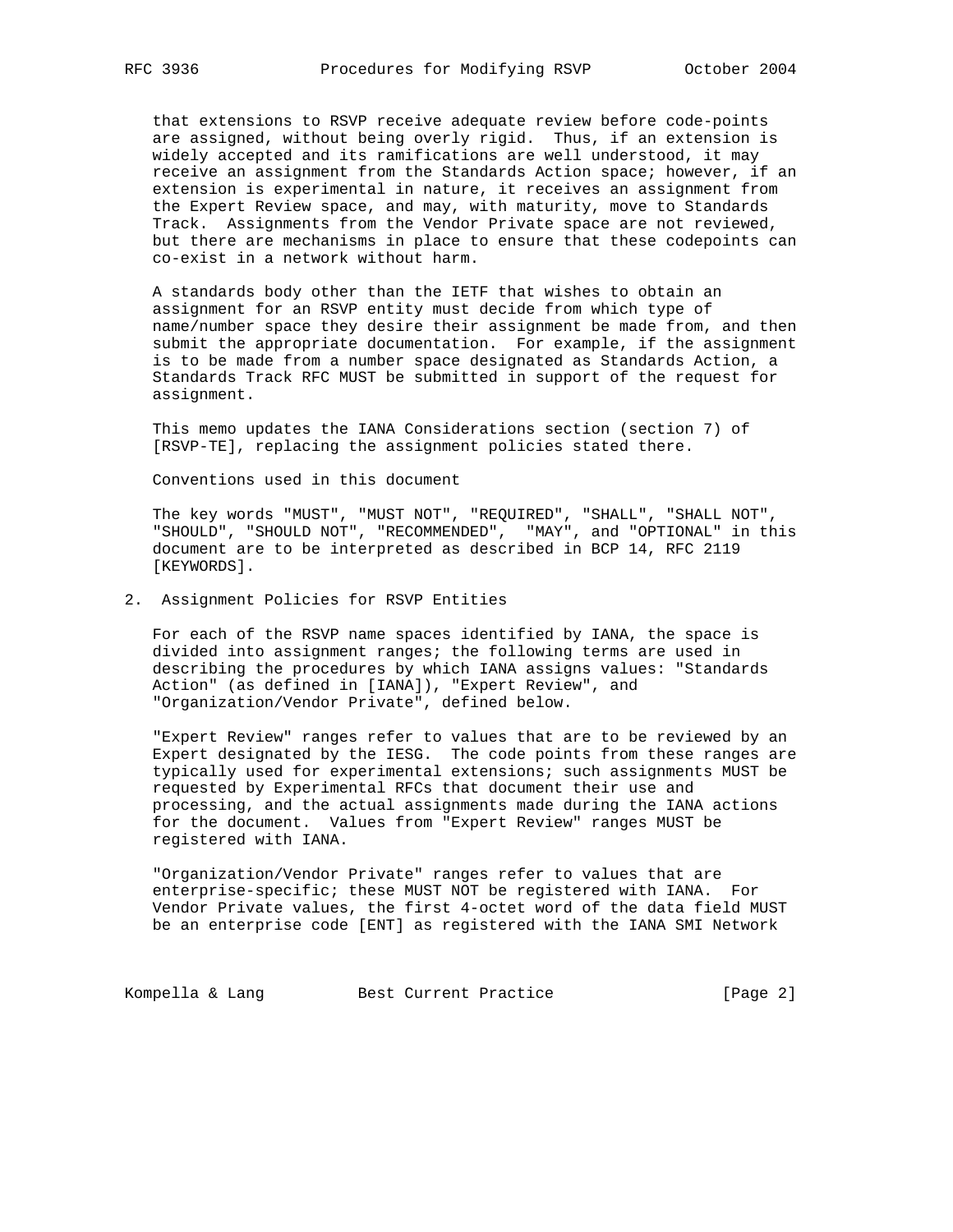that extensions to RSVP receive adequate review before code-points are assigned, without being overly rigid. Thus, if an extension is widely accepted and its ramifications are well understood, it may receive an assignment from the Standards Action space; however, if an extension is experimental in nature, it receives an assignment from the Expert Review space, and may, with maturity, move to Standards Track. Assignments from the Vendor Private space are not reviewed, but there are mechanisms in place to ensure that these codepoints can co-exist in a network without harm.

A standards body other than the IETF that wishes to obtain an assignment for an RSVP entity must decide from which type of name/number space they desire their assignment be made from, and then submit the appropriate documentation. For example, if the assignment is to be made from a number space designated as Standards Action, a Standards Track RFC MUST be submitted in support of the request for assignment.

This memo updates the IANA Considerations section (section 7) of [RSVP-TE], replacing the assignment policies stated there.

Conventions used in this document

The key words "MUST", "MUST NOT", "REQUIRED", "SHALL", "SHALL NOT", "SHOULD", "SHOULD NOT", "RECOMMENDED", "MAY", and "OPTIONAL" in this document are to be interpreted as described in BCP 14, RFC 2119 [KEYWORDS].

## 2. Assignment Policies for RSVP Entities

For each of the RSVP name spaces identified by IANA, the space is divided into assignment ranges; the following terms are used in describing the procedures by which IANA assigns values: "Standards Action" (as defined in [IANA]), "Expert Review", and "Organization/Vendor Private", defined below.

"Expert Review" ranges refer to values that are to be reviewed by an Expert designated by the IESG. The code points from these ranges are typically used for experimental extensions; such assignments MUST be requested by Experimental RFCs that document their use and processing, and the actual assignments made during the IANA actions for the document. Values from "Expert Review" ranges MUST be registered with IANA.

"Organization/Vendor Private" ranges refer to values that are enterprise-specific; these MUST NOT be registered with IANA. For Vendor Private values, the first 4-octet word of the data field MUST be an enterprise code [ENT] as registered with the IANA SMI Network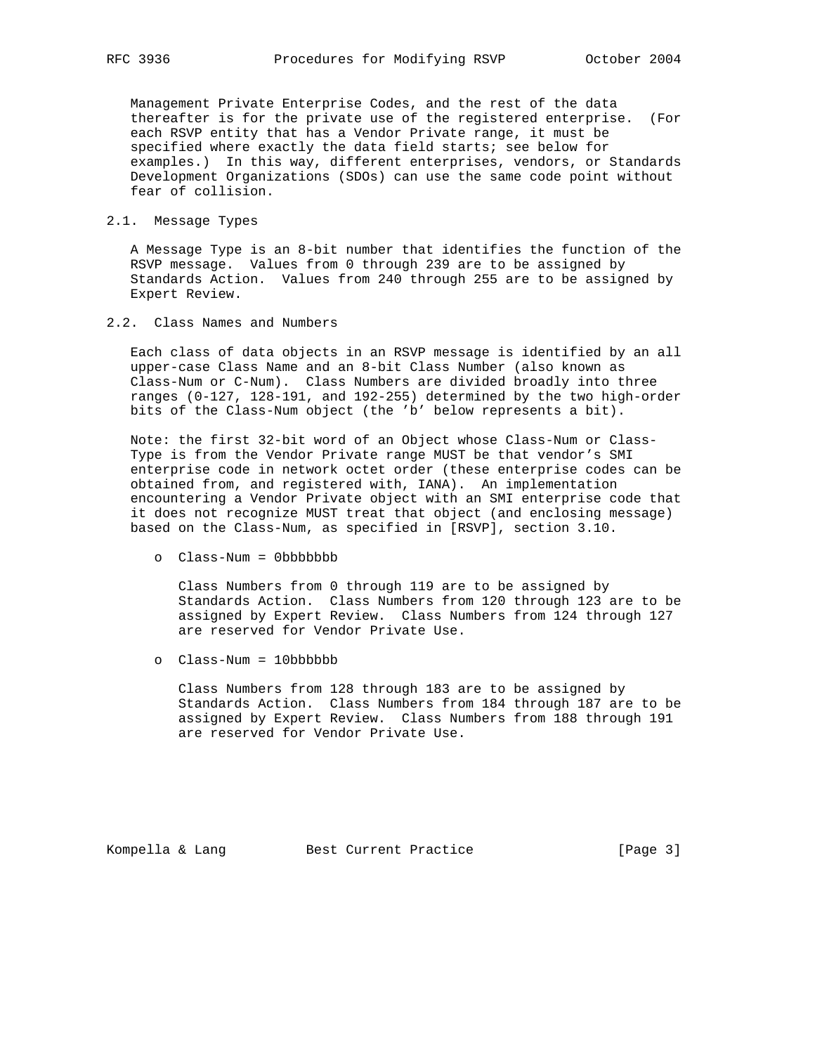Management Private Enterprise Codes, and the rest of the data thereafter is for the private use of the registered enterprise. (For each RSVP entity that has a Vendor Private range, it must be specified where exactly the data field starts; see below for examples.) In this way, different enterprises, vendors, or Standards Development Organizations (SDOs) can use the same code point without fear of collision.

## 2.1. Message Types

A Message Type is an 8-bit number that identifies the function of the RSVP message. Values from 0 through 239 are to be assigned by Standards Action. Values from 240 through 255 are to be assigned by Expert Review.

## 2.2. Class Names and Numbers

Each class of data objects in an RSVP message is identified by an all upper-case Class Name and an 8-bit Class Number (also known as Class-Num or C-Num). Class Numbers are divided broadly into three ranges (0-127, 128-191, and 192-255) determined by the two high-order bits of the Class-Num object (the 'b' below represents a bit).

Note: the first 32-bit word of an Object whose Class-Num or Class-Type is from the Vendor Private range MUST be that vendor's SMI enterprise code in network octet order (these enterprise codes can be obtained from, and registered with, IANA). An implementation encountering a Vendor Private object with an SMI enterprise code that it does not recognize MUST treat that object (and enclosing message) based on the Class-Num, as specified in [RSVP], section 3.10.

- Class-Num = 0bbbbbbb

  Class Numbers from 0 through 119 are to be assigned by Standards Action. Class Numbers from 120 through 123 are to be assigned by Expert Review. Class Numbers from 124 through 127 are reserved for Vendor Private Use.

- Class-Num = 10bbbbbb

  Class Numbers from 128 through 183 are to be assigned by Standards Action. Class Numbers from 184 through 187 are to be assigned by Expert Review. Class Numbers from 188 through 191 are reserved for Vendor Private Use.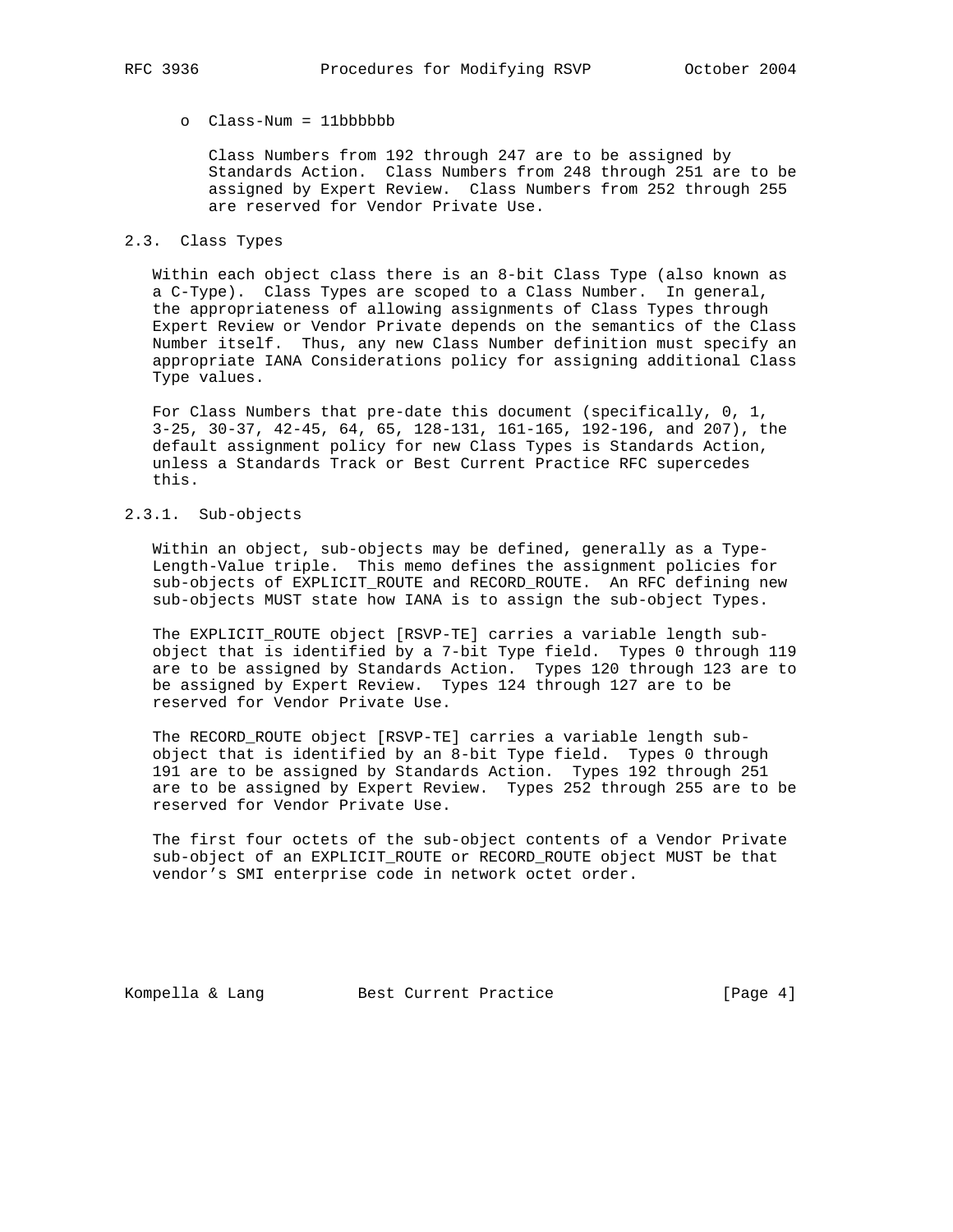- Class-Num = 11bbbbbb

  Class Numbers from 192 through 247 are to be assigned by Standards Action. Class Numbers from 248 through 251 are to be assigned by Expert Review. Class Numbers from 252 through 255 are reserved for Vendor Private Use.

### 2.3. Class Types

Within each object class there is an 8-bit Class Type (also known as a C-Type). Class Types are scoped to a Class Number. In general, the appropriateness of allowing assignments of Class Types through Expert Review or Vendor Private depends on the semantics of the Class Number itself. Thus, any new Class Number definition must specify an appropriate IANA Considerations policy for assigning additional Class Type values.

For Class Numbers that pre-date this document (specifically, 0, 1, 3-25, 30-37, 42-45, 64, 65, 128-131, 161-165, 192-196, and 207), the default assignment policy for new Class Types is Standards Action, unless a Standards Track or Best Current Practice RFC supercedes this.

#### 2.3.1. Sub-objects

Within an object, sub-objects may be defined, generally as a Type-Length-Value triple. This memo defines the assignment policies for sub-objects of EXPLICIT_ROUTE and RECORD_ROUTE. An RFC defining new sub-objects MUST state how IANA is to assign the sub-object Types.

The EXPLICIT_ROUTE object [RSVP-TE] carries a variable length sub-object that is identified by a 7-bit Type field. Types 0 through 119 are to be assigned by Standards Action. Types 120 through 123 are to be assigned by Expert Review. Types 124 through 127 are to be reserved for Vendor Private Use.

The RECORD_ROUTE object [RSVP-TE] carries a variable length sub-object that is identified by an 8-bit Type field. Types 0 through 191 are to be assigned by Standards Action. Types 192 through 251 are to be assigned by Expert Review. Types 252 through 255 are to be reserved for Vendor Private Use.

The first four octets of the sub-object contents of a Vendor Private sub-object of an EXPLICIT_ROUTE or RECORD_ROUTE object MUST be that vendor's SMI enterprise code in network octet order.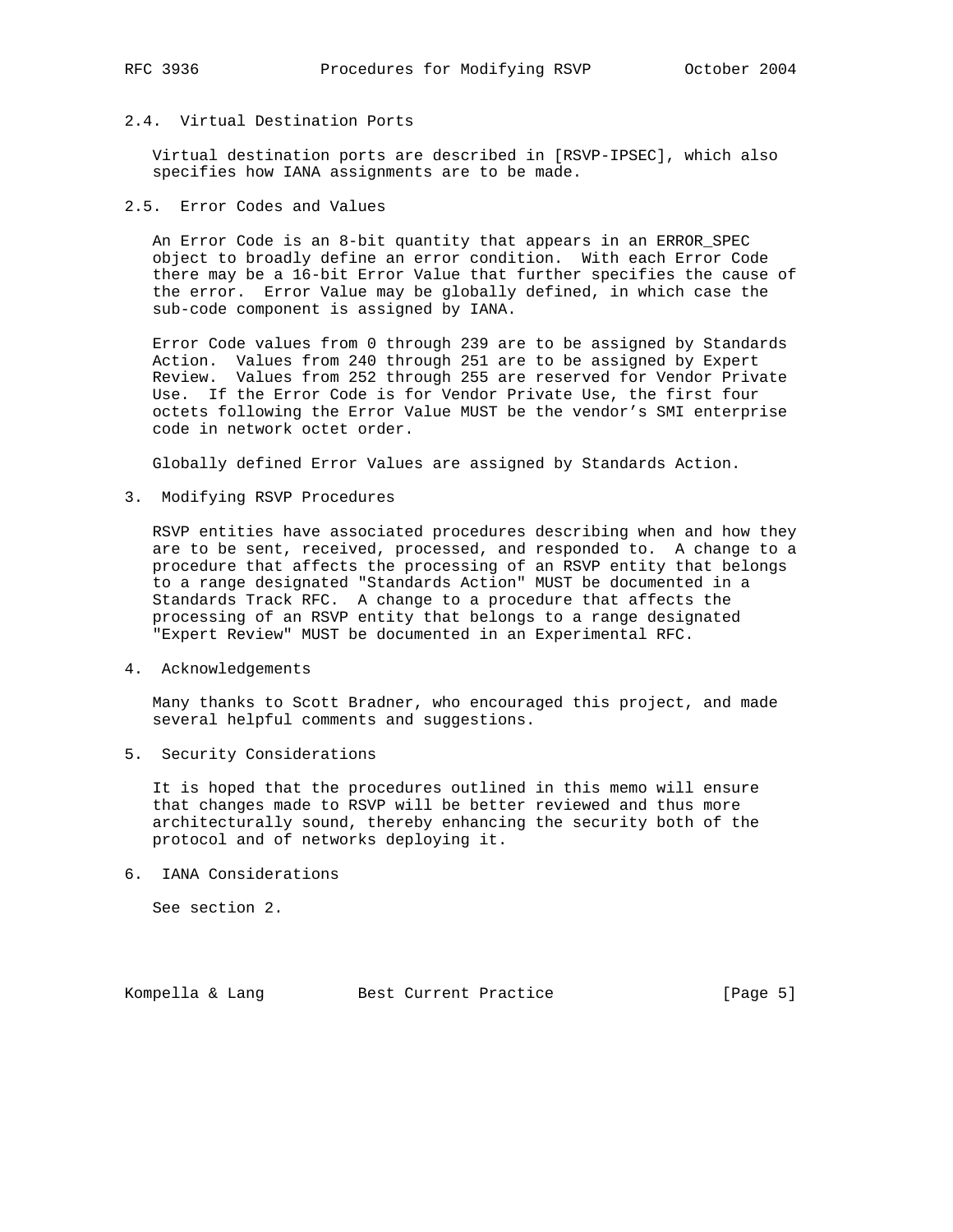### 2.4. Virtual Destination Ports

Virtual destination ports are described in [RSVP-IPSEC], which also specifies how IANA assignments are to be made.

### 2.5. Error Codes and Values

An Error Code is an 8-bit quantity that appears in an ERROR_SPEC object to broadly define an error condition. With each Error Code there may be a 16-bit Error Value that further specifies the cause of the error. Error Value may be globally defined, in which case the sub-code component is assigned by IANA.

Error Code values from 0 through 239 are to be assigned by Standards Action. Values from 240 through 251 are to be assigned by Expert Review. Values from 252 through 255 are reserved for Vendor Private Use. If the Error Code is for Vendor Private Use, the first four octets following the Error Value MUST be the vendor's SMI enterprise code in network octet order.

Globally defined Error Values are assigned by Standards Action.

## 3. Modifying RSVP Procedures

RSVP entities have associated procedures describing when and how they are to be sent, received, processed, and responded to. A change to a procedure that affects the processing of an RSVP entity that belongs to a range designated "Standards Action" MUST be documented in a Standards Track RFC. A change to a procedure that affects the processing of an RSVP entity that belongs to a range designated "Expert Review" MUST be documented in an Experimental RFC.

## 4. Acknowledgements

Many thanks to Scott Bradner, who encouraged this project, and made several helpful comments and suggestions.

## 5. Security Considerations

It is hoped that the procedures outlined in this memo will ensure that changes made to RSVP will be better reviewed and thus more architecturally sound, thereby enhancing the security both of the protocol and of networks deploying it.

## 6. IANA Considerations

See section 2.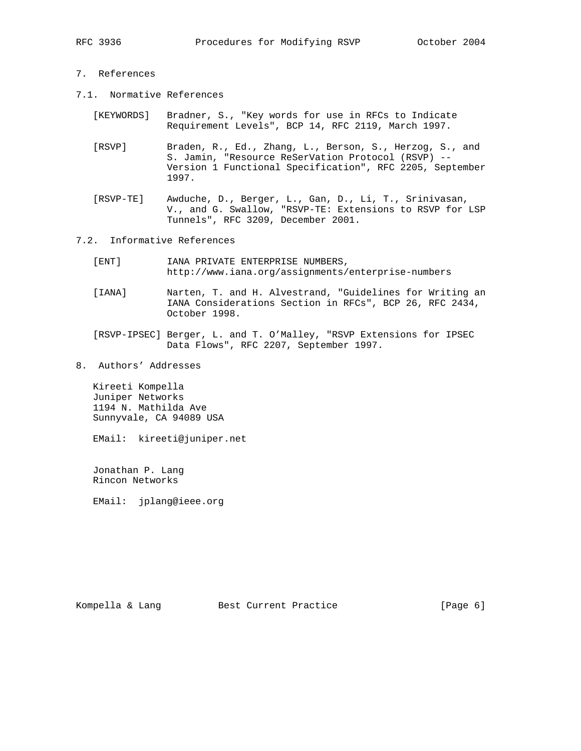## 7. References

### 7.1. Normative References

[KEYWORDS] Bradner, S., "Key words for use in RFCs to Indicate Requirement Levels", BCP 14, RFC 2119, March 1997.

[RSVP] Braden, R., Ed., Zhang, L., Berson, S., Herzog, S., and S. Jamin, "Resource ReSerVation Protocol (RSVP) -- Version 1 Functional Specification", RFC 2205, September 1997.

[RSVP-TE] Awduche, D., Berger, L., Gan, D., Li, T., Srinivasan, V., and G. Swallow, "RSVP-TE: Extensions to RSVP for LSP Tunnels", RFC 3209, December 2001.

### 7.2. Informative References

[ENT] IANA PRIVATE ENTERPRISE NUMBERS, http://www.iana.org/assignments/enterprise-numbers

[IANA] Narten, T. and H. Alvestrand, "Guidelines for Writing an IANA Considerations Section in RFCs", BCP 26, RFC 2434, October 1998.

[RSVP-IPSEC] Berger, L. and T. O'Malley, "RSVP Extensions for IPSEC Data Flows", RFC 2207, September 1997.

## 8. Authors' Addresses

Kireeti Kompella
Juniper Networks
1194 N. Mathilda Ave
Sunnyvale, CA 94089 USA

EMail: kireeti@juniper.net

Jonathan P. Lang
Rincon Networks

EMail: jplang@ieee.org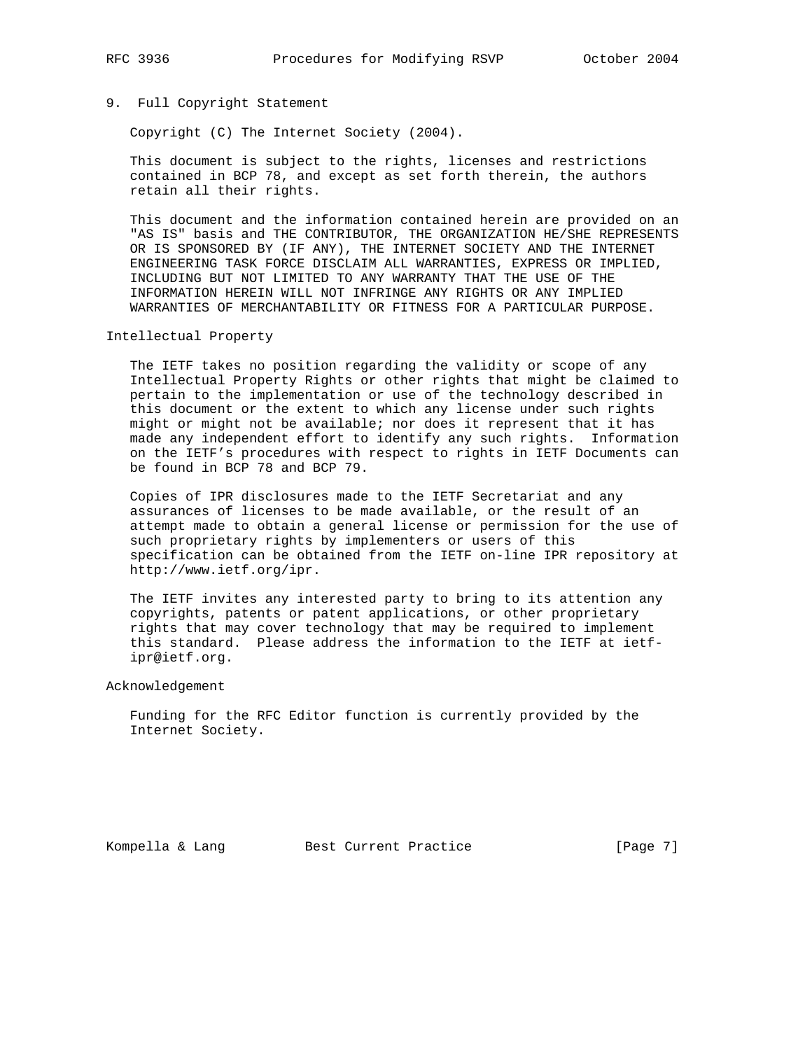## 9. Full Copyright Statement

Copyright (C) The Internet Society (2004).

This document is subject to the rights, licenses and restrictions contained in BCP 78, and except as set forth therein, the authors retain all their rights.

This document and the information contained herein are provided on an "AS IS" basis and THE CONTRIBUTOR, THE ORGANIZATION HE/SHE REPRESENTS OR IS SPONSORED BY (IF ANY), THE INTERNET SOCIETY AND THE INTERNET ENGINEERING TASK FORCE DISCLAIM ALL WARRANTIES, EXPRESS OR IMPLIED, INCLUDING BUT NOT LIMITED TO ANY WARRANTY THAT THE USE OF THE INFORMATION HEREIN WILL NOT INFRINGE ANY RIGHTS OR ANY IMPLIED WARRANTIES OF MERCHANTABILITY OR FITNESS FOR A PARTICULAR PURPOSE.

## Intellectual Property

The IETF takes no position regarding the validity or scope of any Intellectual Property Rights or other rights that might be claimed to pertain to the implementation or use of the technology described in this document or the extent to which any license under such rights might or might not be available; nor does it represent that it has made any independent effort to identify any such rights. Information on the IETF's procedures with respect to rights in IETF Documents can be found in BCP 78 and BCP 79.

Copies of IPR disclosures made to the IETF Secretariat and any assurances of licenses to be made available, or the result of an attempt made to obtain a general license or permission for the use of such proprietary rights by implementers or users of this specification can be obtained from the IETF on-line IPR repository at http://www.ietf.org/ipr.

The IETF invites any interested party to bring to its attention any copyrights, patents or patent applications, or other proprietary rights that may cover technology that may be required to implement this standard. Please address the information to the IETF at ietf-ipr@ietf.org.

## Acknowledgement

Funding for the RFC Editor function is currently provided by the Internet Society.